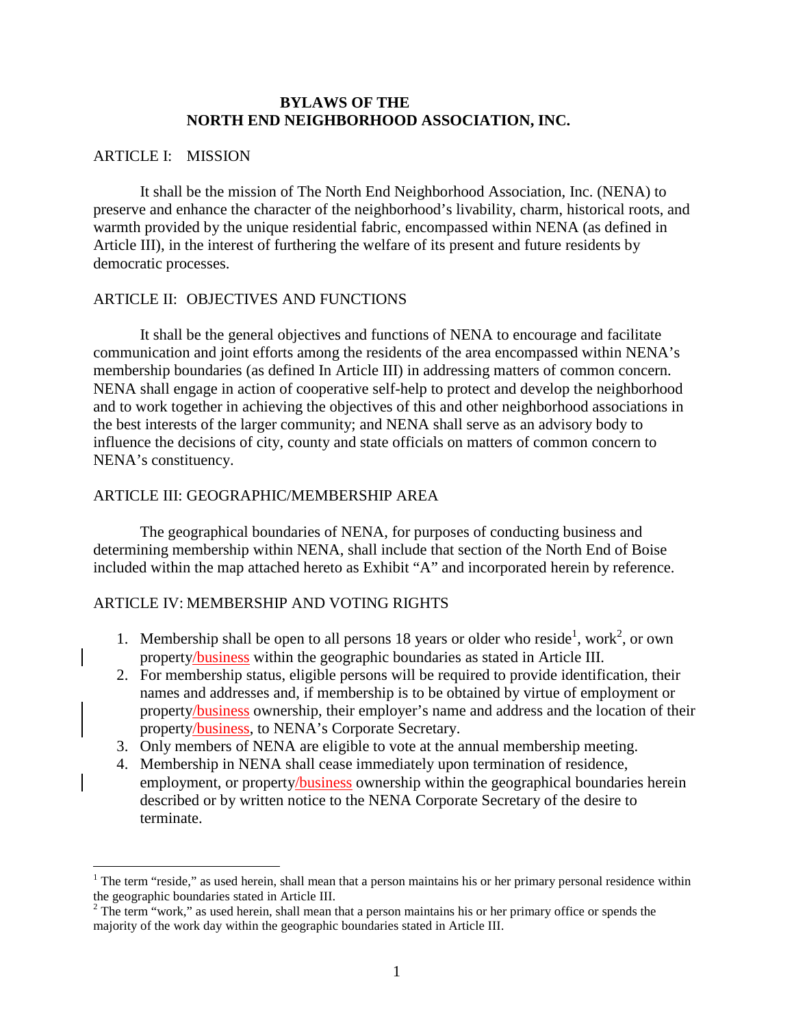# BYLAWS OF THE NORTH END NEIGHBORHOOD ASSOCIATION, INC.

## ARTICLE I: MISSION

It shall be the mission of The North End Neighborhood Association, Inc. (NENA) to preserve and enhance the character of the neighborhood's livability, charm, historical roots, and warmth provided by the unique residential fabric, encompassed within NENA (as defined in Article III), in the interest of furthering the welfare of its present and future residents by democratic processes.

## ARTICLE II: OBJECTIVES AND FUNCTIONS

It shall be the general objectives and functions of NENA to encourage and facilitate communication and joint efforts among the residents of the area encompassed within NENA's membership boundaries (as defined In Article III) in addressing matters of common concern. NENA shall engage in action of cooperative self-help to protect and develop the neighborhood and to work together in achieving the objectives of this and other neighborhood associations in the best interests of the larger community; and NENA shall serve as an advisory body to influence the decisions of city, county and state officials on matters of common concern to NENA's constituency.

## ARTICLE III: GEOGRAPHIC/MEMBERSHIP AREA

The geographical boundaries of NENA, for purposes of conducting business and determining membership within NENA, shall include that section of the North End of Boise included within the map attached hereto as Exhibit "A" and incorporated herein by reference.

## ARTICLE IV: MEMBERSHIP AND VOTING RIGHTS

1. Membership shall be open to all persons 18 years or older who reside[1], work[2], or own property/business within the geographic boundaries as stated in Article III.
2. For membership status, eligible persons will be required to provide identification, their names and addresses and, if membership is to be obtained by virtue of employment or property/business ownership, their employer's name and address and the location of their property/business, to NENA's Corporate Secretary.
3. Only members of NENA are eligible to vote at the annual membership meeting.
4. Membership in NENA shall cease immediately upon termination of residence, employment, or property/business ownership within the geographical boundaries herein described or by written notice to the NENA Corporate Secretary of the desire to terminate.

---

[1] The term "reside," as used herein, shall mean that a person maintains his or her primary personal residence within the geographic boundaries stated in Article III.

[2] The term "work," as used herein, shall mean that a person maintains his or her primary office or spends the majority of the work day within the geographic boundaries stated in Article III.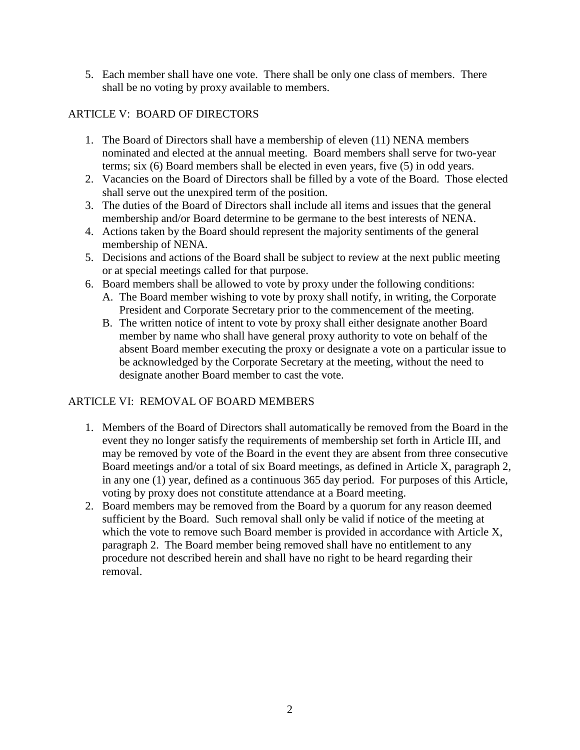5. Each member shall have one vote. There shall be only one class of members. There shall be no voting by proxy available to members.

## ARTICLE V: BOARD OF DIRECTORS

1. The Board of Directors shall have a membership of eleven (11) NENA members nominated and elected at the annual meeting. Board members shall serve for two-year terms; six (6) Board members shall be elected in even years, five (5) in odd years.
2. Vacancies on the Board of Directors shall be filled by a vote of the Board. Those elected shall serve out the unexpired term of the position.
3. The duties of the Board of Directors shall include all items and issues that the general membership and/or Board determine to be germane to the best interests of NENA.
4. Actions taken by the Board should represent the majority sentiments of the general membership of NENA.
5. Decisions and actions of the Board shall be subject to review at the next public meeting or at special meetings called for that purpose.
6. Board members shall be allowed to vote by proxy under the following conditions:
   A. The Board member wishing to vote by proxy shall notify, in writing, the Corporate President and Corporate Secretary prior to the commencement of the meeting.
   B. The written notice of intent to vote by proxy shall either designate another Board member by name who shall have general proxy authority to vote on behalf of the absent Board member executing the proxy or designate a vote on a particular issue to be acknowledged by the Corporate Secretary at the meeting, without the need to designate another Board member to cast the vote.

## ARTICLE VI: REMOVAL OF BOARD MEMBERS

1. Members of the Board of Directors shall automatically be removed from the Board in the event they no longer satisfy the requirements of membership set forth in Article III, and may be removed by vote of the Board in the event they are absent from three consecutive Board meetings and/or a total of six Board meetings, as defined in Article X, paragraph 2, in any one (1) year, defined as a continuous 365 day period. For purposes of this Article, voting by proxy does not constitute attendance at a Board meeting.
2. Board members may be removed from the Board by a quorum for any reason deemed sufficient by the Board. Such removal shall only be valid if notice of the meeting at which the vote to remove such Board member is provided in accordance with Article X, paragraph 2. The Board member being removed shall have no entitlement to any procedure not described herein and shall have no right to be heard regarding their removal.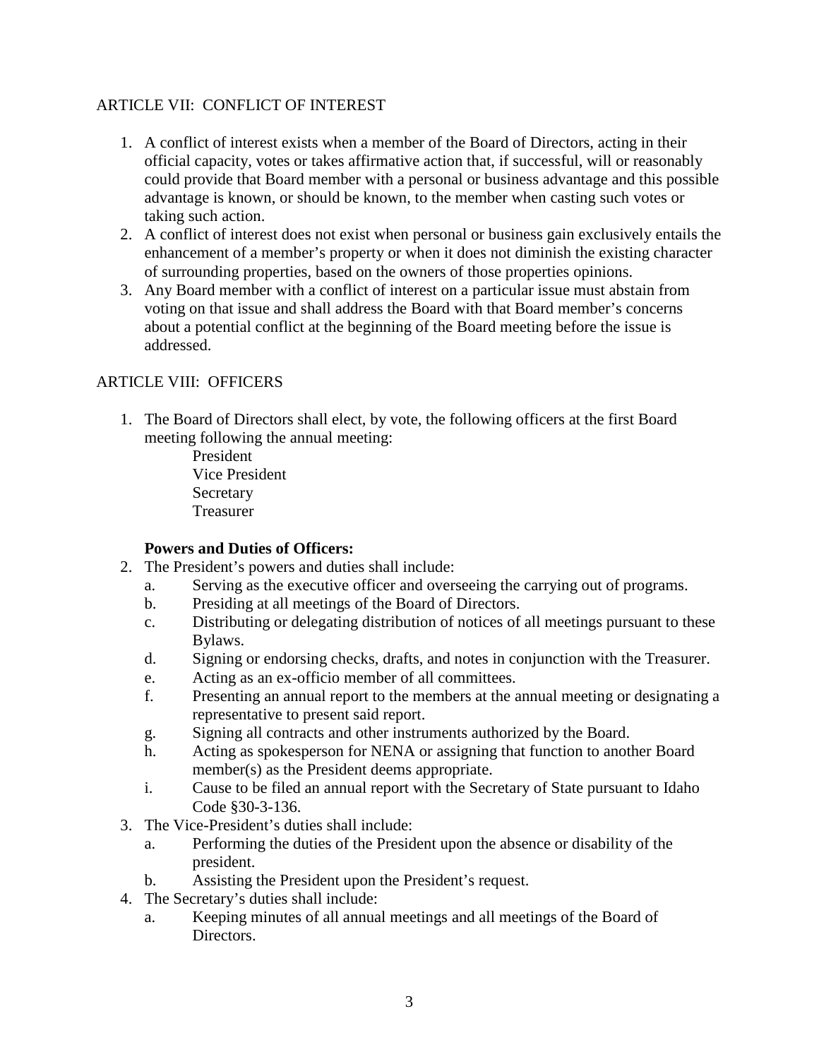## ARTICLE VII: CONFLICT OF INTEREST

1. A conflict of interest exists when a member of the Board of Directors, acting in their official capacity, votes or takes affirmative action that, if successful, will or reasonably could provide that Board member with a personal or business advantage and this possible advantage is known, or should be known, to the member when casting such votes or taking such action.
2. A conflict of interest does not exist when personal or business gain exclusively entails the enhancement of a member's property or when it does not diminish the existing character of surrounding properties, based on the owners of those properties opinions.
3. Any Board member with a conflict of interest on a particular issue must abstain from voting on that issue and shall address the Board with that Board member's concerns about a potential conflict at the beginning of the Board meeting before the issue is addressed.

## ARTICLE VIII: OFFICERS

1. The Board of Directors shall elect, by vote, the following officers at the first Board meeting following the annual meeting:
   - President
   - Vice President
   - Secretary
   - Treasurer

   **Powers and Duties of Officers:**

2. The President's powers and duties shall include:
   a. Serving as the executive officer and overseeing the carrying out of programs.
   b. Presiding at all meetings of the Board of Directors.
   c. Distributing or delegating distribution of notices of all meetings pursuant to these Bylaws.
   d. Signing or endorsing checks, drafts, and notes in conjunction with the Treasurer.
   e. Acting as an ex-officio member of all committees.
   f. Presenting an annual report to the members at the annual meeting or designating a representative to present said report.
   g. Signing all contracts and other instruments authorized by the Board.
   h. Acting as spokesperson for NENA or assigning that function to another Board member(s) as the President deems appropriate.
   i. Cause to be filed an annual report with the Secretary of State pursuant to Idaho Code §30-3-136.
3. The Vice-President's duties shall include:
   a. Performing the duties of the President upon the absence or disability of the president.
   b. Assisting the President upon the President's request.
4. The Secretary's duties shall include:
   a. Keeping minutes of all annual meetings and all meetings of the Board of Directors.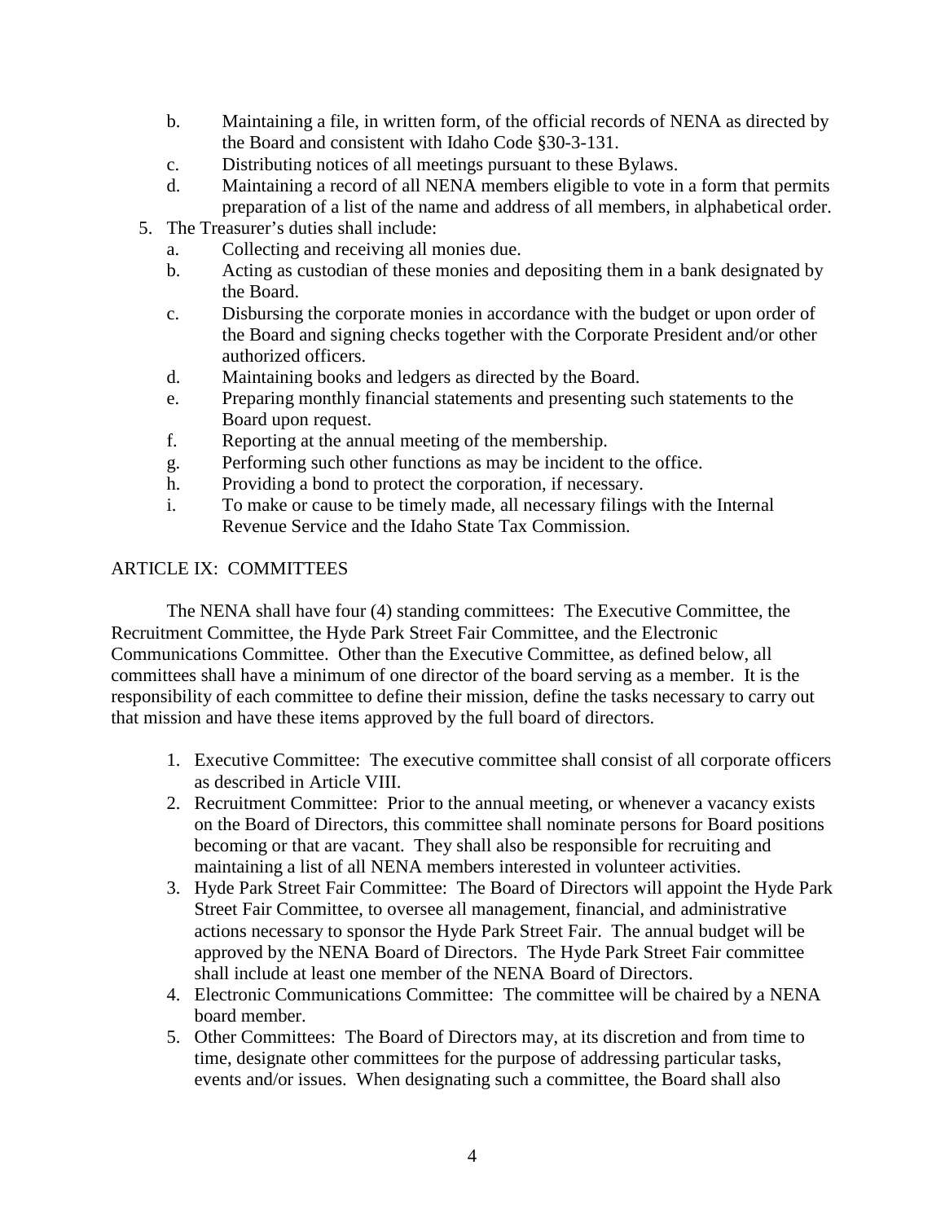b. Maintaining a file, in written form, of the official records of NENA as directed by the Board and consistent with Idaho Code §30-3-131.
c. Distributing notices of all meetings pursuant to these Bylaws.
d. Maintaining a record of all NENA members eligible to vote in a form that permits preparation of a list of the name and address of all members, in alphabetical order.

5. The Treasurer's duties shall include:
   a. Collecting and receiving all monies due.
   b. Acting as custodian of these monies and depositing them in a bank designated by the Board.
   c. Disbursing the corporate monies in accordance with the budget or upon order of the Board and signing checks together with the Corporate President and/or other authorized officers.
   d. Maintaining books and ledgers as directed by the Board.
   e. Preparing monthly financial statements and presenting such statements to the Board upon request.
   f. Reporting at the annual meeting of the membership.
   g. Performing such other functions as may be incident to the office.
   h. Providing a bond to protect the corporation, if necessary.
   i. To make or cause to be timely made, all necessary filings with the Internal Revenue Service and the Idaho State Tax Commission.

## ARTICLE IX: COMMITTEES

The NENA shall have four (4) standing committees: The Executive Committee, the Recruitment Committee, the Hyde Park Street Fair Committee, and the Electronic Communications Committee. Other than the Executive Committee, as defined below, all committees shall have a minimum of one director of the board serving as a member. It is the responsibility of each committee to define their mission, define the tasks necessary to carry out that mission and have these items approved by the full board of directors.

1. Executive Committee: The executive committee shall consist of all corporate officers as described in Article VIII.
2. Recruitment Committee: Prior to the annual meeting, or whenever a vacancy exists on the Board of Directors, this committee shall nominate persons for Board positions becoming or that are vacant. They shall also be responsible for recruiting and maintaining a list of all NENA members interested in volunteer activities.
3. Hyde Park Street Fair Committee: The Board of Directors will appoint the Hyde Park Street Fair Committee, to oversee all management, financial, and administrative actions necessary to sponsor the Hyde Park Street Fair. The annual budget will be approved by the NENA Board of Directors. The Hyde Park Street Fair committee shall include at least one member of the NENA Board of Directors.
4. Electronic Communications Committee: The committee will be chaired by a NENA board member.
5. Other Committees: The Board of Directors may, at its discretion and from time to time, designate other committees for the purpose of addressing particular tasks, events and/or issues. When designating such a committee, the Board shall also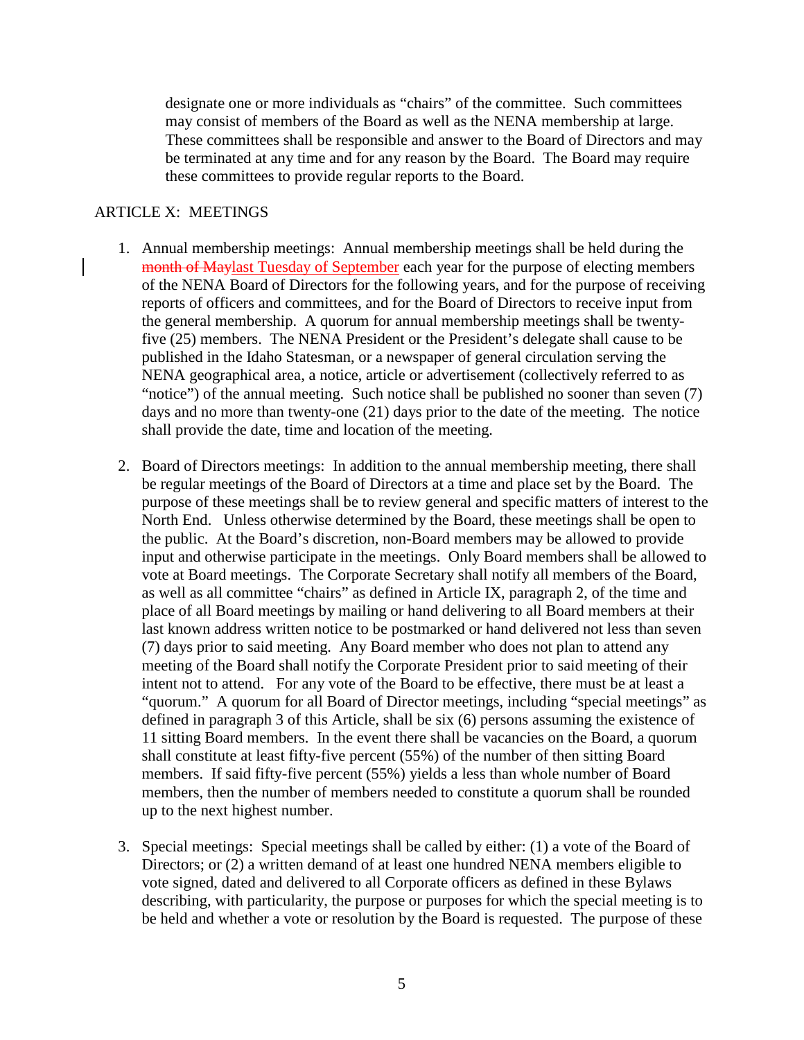designate one or more individuals as "chairs" of the committee. Such committees may consist of members of the Board as well as the NENA membership at large. These committees shall be responsible and answer to the Board of Directors and may be terminated at any time and for any reason by the Board. The Board may require these committees to provide regular reports to the Board.

ARTICLE X: MEETINGS

1. Annual membership meetings: Annual membership meetings shall be held during the ~~month of May~~last Tuesday of September each year for the purpose of electing members of the NENA Board of Directors for the following years, and for the purpose of receiving reports of officers and committees, and for the Board of Directors to receive input from the general membership. A quorum for annual membership meetings shall be twenty-five (25) members. The NENA President or the President's delegate shall cause to be published in the Idaho Statesman, or a newspaper of general circulation serving the NENA geographical area, a notice, article or advertisement (collectively referred to as "notice") of the annual meeting. Such notice shall be published no sooner than seven (7) days and no more than twenty-one (21) days prior to the date of the meeting. The notice shall provide the date, time and location of the meeting.

2. Board of Directors meetings: In addition to the annual membership meeting, there shall be regular meetings of the Board of Directors at a time and place set by the Board. The purpose of these meetings shall be to review general and specific matters of interest to the North End. Unless otherwise determined by the Board, these meetings shall be open to the public. At the Board's discretion, non-Board members may be allowed to provide input and otherwise participate in the meetings. Only Board members shall be allowed to vote at Board meetings. The Corporate Secretary shall notify all members of the Board, as well as all committee "chairs" as defined in Article IX, paragraph 2, of the time and place of all Board meetings by mailing or hand delivering to all Board members at their last known address written notice to be postmarked or hand delivered not less than seven (7) days prior to said meeting. Any Board member who does not plan to attend any meeting of the Board shall notify the Corporate President prior to said meeting of their intent not to attend. For any vote of the Board to be effective, there must be at least a "quorum." A quorum for all Board of Director meetings, including "special meetings" as defined in paragraph 3 of this Article, shall be six (6) persons assuming the existence of 11 sitting Board members. In the event there shall be vacancies on the Board, a quorum shall constitute at least fifty-five percent (55%) of the number of then sitting Board members. If said fifty-five percent (55%) yields a less than whole number of Board members, then the number of members needed to constitute a quorum shall be rounded up to the next highest number.

3. Special meetings: Special meetings shall be called by either: (1) a vote of the Board of Directors; or (2) a written demand of at least one hundred NENA members eligible to vote signed, dated and delivered to all Corporate officers as defined in these Bylaws describing, with particularity, the purpose or purposes for which the special meeting is to be held and whether a vote or resolution by the Board is requested. The purpose of these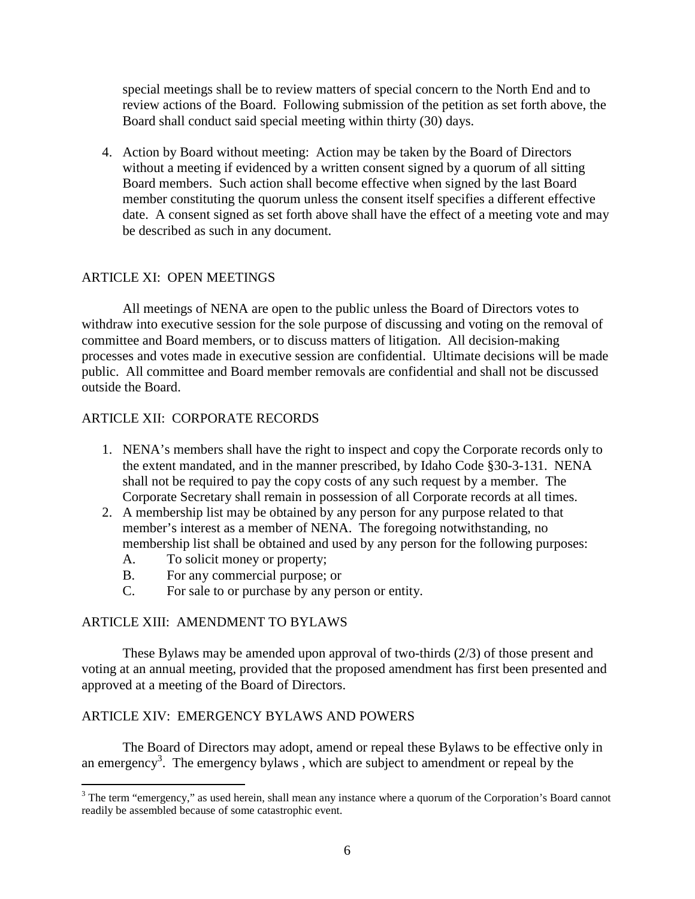special meetings shall be to review matters of special concern to the North End and to review actions of the Board. Following submission of the petition as set forth above, the Board shall conduct said special meeting within thirty (30) days.

4. Action by Board without meeting: Action may be taken by the Board of Directors without a meeting if evidenced by a written consent signed by a quorum of all sitting Board members. Such action shall become effective when signed by the last Board member constituting the quorum unless the consent itself specifies a different effective date. A consent signed as set forth above shall have the effect of a meeting vote and may be described as such in any document.

## ARTICLE XI: OPEN MEETINGS

All meetings of NENA are open to the public unless the Board of Directors votes to withdraw into executive session for the sole purpose of discussing and voting on the removal of committee and Board members, or to discuss matters of litigation. All decision-making processes and votes made in executive session are confidential. Ultimate decisions will be made public. All committee and Board member removals are confidential and shall not be discussed outside the Board.

## ARTICLE XII: CORPORATE RECORDS

1. NENA's members shall have the right to inspect and copy the Corporate records only to the extent mandated, and in the manner prescribed, by Idaho Code §30-3-131. NENA shall not be required to pay the copy costs of any such request by a member. The Corporate Secretary shall remain in possession of all Corporate records at all times.
2. A membership list may be obtained by any person for any purpose related to that member's interest as a member of NENA. The foregoing notwithstanding, no membership list shall be obtained and used by any person for the following purposes:
   - A. To solicit money or property;
   - B. For any commercial purpose; or
   - C. For sale to or purchase by any person or entity.

## ARTICLE XIII: AMENDMENT TO BYLAWS

These Bylaws may be amended upon approval of two-thirds (2/3) of those present and voting at an annual meeting, provided that the proposed amendment has first been presented and approved at a meeting of the Board of Directors.

## ARTICLE XIV: EMERGENCY BYLAWS AND POWERS

The Board of Directors may adopt, amend or repeal these Bylaws to be effective only in an emergency[3]. The emergency bylaws , which are subject to amendment or repeal by the

---

[3] The term "emergency," as used herein, shall mean any instance where a quorum of the Corporation's Board cannot readily be assembled because of some catastrophic event.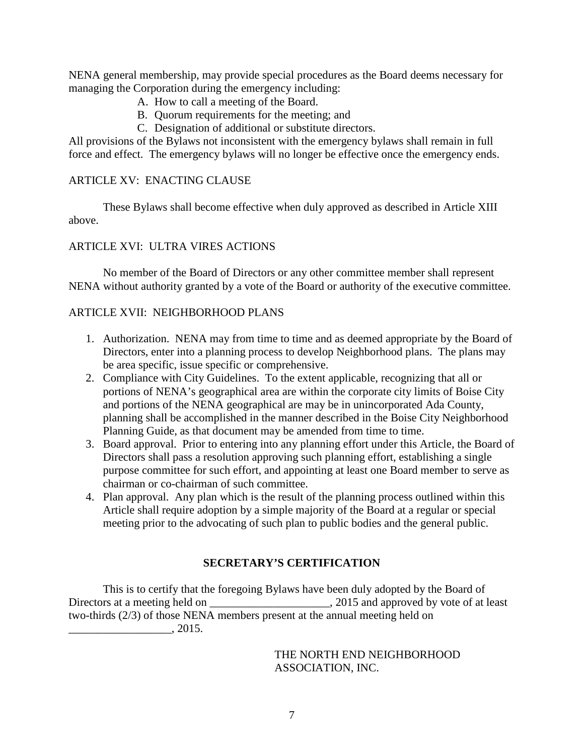NENA general membership, may provide special procedures as the Board deems necessary for managing the Corporation during the emergency including:

A. How to call a meeting of the Board.
B. Quorum requirements for the meeting; and
C. Designation of additional or substitute directors.

All provisions of the Bylaws not inconsistent with the emergency bylaws shall remain in full force and effect. The emergency bylaws will no longer be effective once the emergency ends.

ARTICLE XV: ENACTING CLAUSE

These Bylaws shall become effective when duly approved as described in Article XIII above.

ARTICLE XVI: ULTRA VIRES ACTIONS

No member of the Board of Directors or any other committee member shall represent NENA without authority granted by a vote of the Board or authority of the executive committee.

ARTICLE XVII: NEIGHBORHOOD PLANS

1. Authorization. NENA may from time to time and as deemed appropriate by the Board of Directors, enter into a planning process to develop Neighborhood plans. The plans may be area specific, issue specific or comprehensive.
2. Compliance with City Guidelines. To the extent applicable, recognizing that all or portions of NENA's geographical area are within the corporate city limits of Boise City and portions of the NENA geographical are may be in unincorporated Ada County, planning shall be accomplished in the manner described in the Boise City Neighborhood Planning Guide, as that document may be amended from time to time.
3. Board approval. Prior to entering into any planning effort under this Article, the Board of Directors shall pass a resolution approving such planning effort, establishing a single purpose committee for such effort, and appointing at least one Board member to serve as chairman or co-chairman of such committee.
4. Plan approval. Any plan which is the result of the planning process outlined within this Article shall require adoption by a simple majority of the Board at a regular or special meeting prior to the advocating of such plan to public bodies and the general public.

**SECRETARY'S CERTIFICATION**

This is to certify that the foregoing Bylaws have been duly adopted by the Board of Directors at a meeting held on _____________________, 2015 and approved by vote of at least two-thirds (2/3) of those NENA members present at the annual meeting held on __________________, 2015.

THE NORTH END NEIGHBORHOOD ASSOCIATION, INC.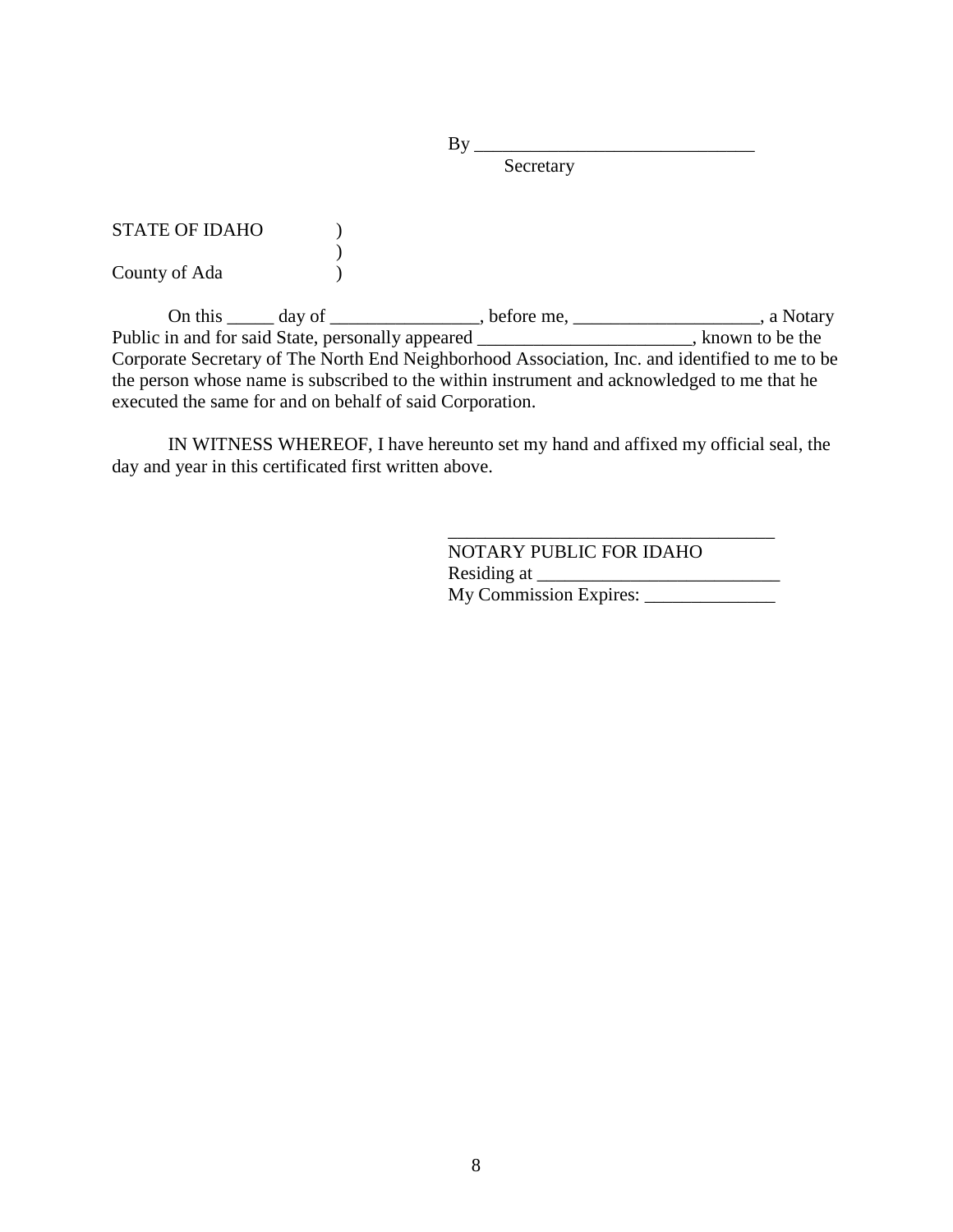By ______________________________
Secretary

STATE OF IDAHO )
)
County of Ada )

On this _____ day of ________________, before me, ____________________, a Notary Public in and for said State, personally appeared _______________________, known to be the Corporate Secretary of The North End Neighborhood Association, Inc. and identified to me to be the person whose name is subscribed to the within instrument and acknowledged to me that he executed the same for and on behalf of said Corporation.

IN WITNESS WHEREOF, I have hereunto set my hand and affixed my official seal, the day and year in this certificated first written above.

___________________________________
NOTARY PUBLIC FOR IDAHO
Residing at __________________________
My Commission Expires: ______________